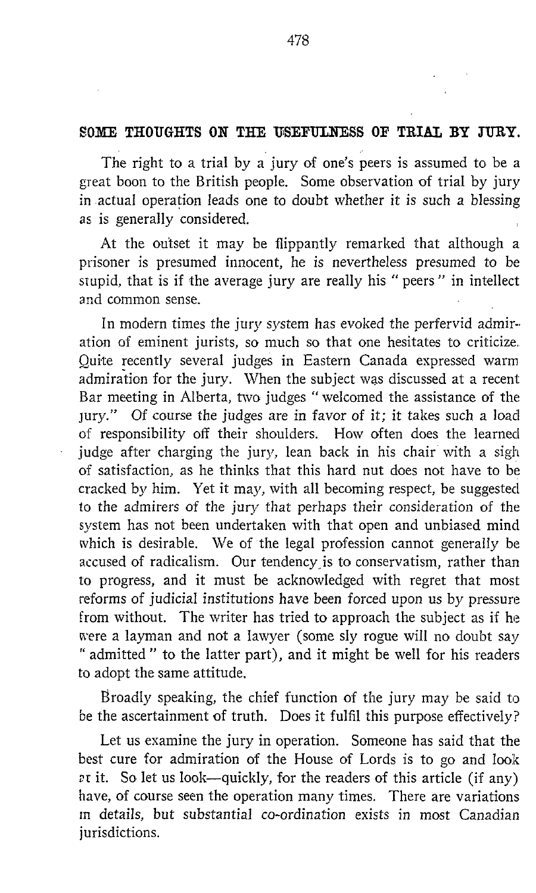## SOME THOUGHTS ON THE USEFULNESS OF TRIAL BY JURY.

The right to a trial by a jury of one's peers is assumed to be a great boon to the British people. Some observation of trial by jury in actual operation leads one to doubt whether it is such a blessing as is generally considered.

At the outset it may be flippantly remarked that although a prisoner is presumed innocent, he is nevertheless presumed to be stupid, that is if the average jury are really his "peers" in intellect and common sense.

In modern times the jury system has evoked the perfervid admiration of eminent jurists, so much so that one hesitates to criticize. Quite recently several judges in Eastern Canada expressed warm admiration for the jury. When the subject was discussed at a recent Bar meeting in Alberta, two judges "welcomed the assistance of the jury." Of course the judges are in favor of it; it takes such a load of responsibility off their shoulders. How often does the learned judge after charging the jury, lean back in his chair with a sigh of satisfaction, as he thinks that this hard nut does not have to be cracked by him. Yet it may, with all becoming respect, be suggested to the admirers of the jury that perhaps their consideration of the system has not been undertaken with that open and unbiased mind which is desirable. We of the legal profession cannot generally be accused of radicalism. Our tendency is to conservatism, rather than to progress, and it must be acknowledged with regret that most reforms of judicial institutions have been forced upon us by pressure from without. The writer has tried to approach the subject as if he were a layman and not a lawyer (some sly rogue will no doubt say "admitted" to the latter part), and it might be well for his readers to adopt the same attitude.

Broadly speaking, the chief function of the jury may be said to be the ascertainment of truth. Does it fulfil this purpose effectively?

Let us examine the jury in operation. Someone has said that the best cure for admiration of the House of Lords is to go and look at it. So let us look—quickly, for the readers of this article (if any) have, of course seen the operation many times. There are variations in details, but substantial co-ordination exists in most Canadian jurisdictions.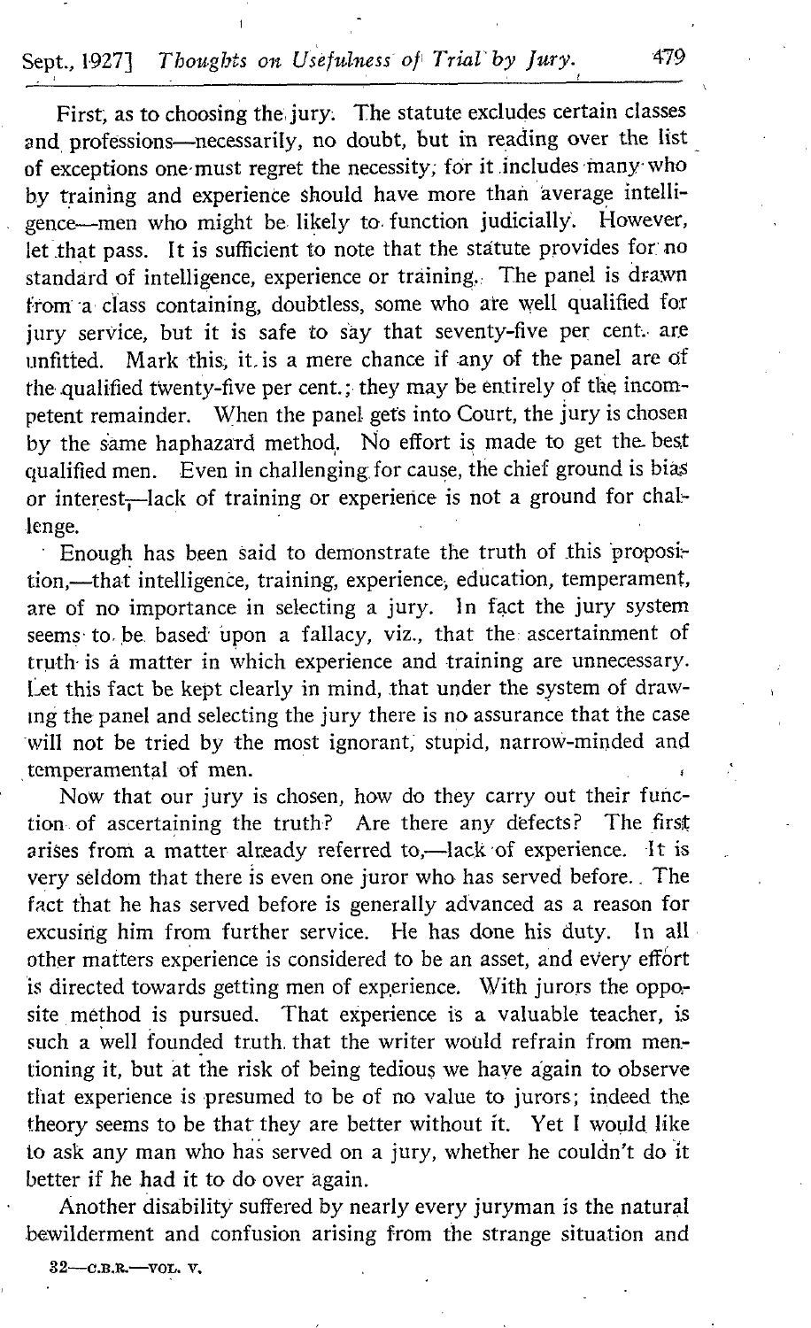First, as to choosing the jury. The statute excludes certain classes and professions—necessarily, no doubt, but in reading over the list of exceptions one must regret the necessity, for it includes many who by training and experience should have more than average intelligence—men who might be likely to function judicially. However, let that pass. It is sufficient to note that the statute provides for no standard of intelligence, experience or training. The panel is drawn from a class containing, doubtless, some who are well qualified for jury service, but it is safe to say that seventy-five per cent. are unfitted. Mark this, it is a mere chance if any of the panel are of the qualified twenty-five per cent.; they may be entirely of the incompetent remainder. When the panel gets into Court, the jury is chosen by the same haphazard method. No effort is made to get the best qualified men. Even in challenging for cause, the chief ground is bias or interest,—lack of training or experience is not a ground for challenge.

Enough has been said to demonstrate the truth of this proposition,—that intelligence, training, experience, education, temperament, are of no importance in selecting a jury. In fact the jury system seems to be based upon a fallacy, viz., that the ascertainment of truth is a matter in which experience and training are unnecessary. Let this fact be kept clearly in mind, that under the system of drawing the panel and selecting the jury there is no assurance that the case will not be tried by the most ignorant, stupid, narrow-minded and temperamental of men.

Now that our jury is chosen, how do they carry out their function of ascertaining the truth? Are there any defects? The first arises from a matter already referred to,—lack of experience. It is very seldom that there is even one juror who has served before. The fact that he has served before is generally advanced as a reason for excusing him from further service. He has done his duty. In all other matters experience is considered to be an asset, and every effort is directed towards getting men of experience. With jurors the opposite method is pursued. That experience is a valuable teacher, is such a well founded truth that the writer would refrain from mentioning it, but at the risk of being tedious we have again to observe that experience is presumed to be of no value to jurors; indeed the theory seems to be that they are better without it. Yet I would like to ask any man who has served on a jury, whether he couldn't do it better if he had it to do over again.

Another disability suffered by nearly every juryman is the natural bewilderment and confusion arising from the strange situation and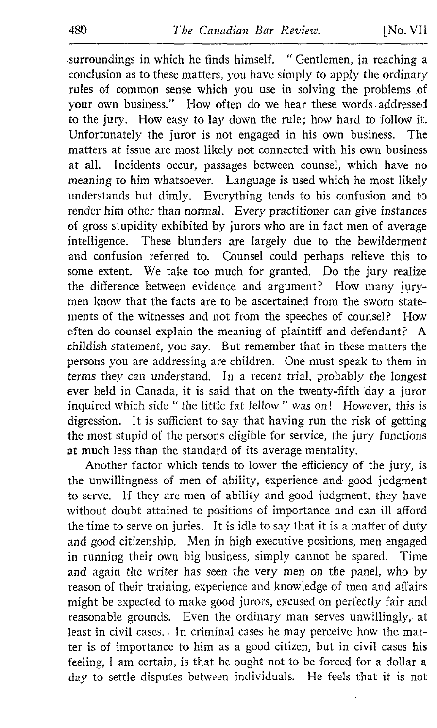surroundings in which he finds himself. "Gentlemen, in reaching a conclusion as to these matters, you have simply to apply the ordinary rules of common sense which you use in solving the problems of your own business." How often do we hear these words addressed to the jury. How easy to lay down the rule; how hard to follow it. Unfortunately the juror is not engaged in his own business. The matters at issue are most likely not connected with his own business at all. Incidents occur, passages between counsel, which have no meaning to him whatsoever. Language is used which he most likely understands but dimly. Everything tends to his confusion and to render him other than normal. Every practitioner can give instances of gross stupidity exhibited by jurors who are in fact men of average intelligence. These blunders are largely due to the bewilderment and confusion referred to. Counsel could perhaps relieve this to some extent. We take too much for granted. Do the jury realize the difference between evidence and argument? How many jurymen know that the facts are to be ascertained from the sworn statements of the witnesses and not from the speeches of counsel? How often do counsel explain the meaning of plaintiff and defendant? A childish statement, you say. But remember that in these matters the persons you are addressing are children. One must speak to them in terms they can understand. In a recent trial, probably the longest ever held in Canada, it is said that on the twenty-fifth day a juror inquired which side "the little fat fellow" was on! However, this is digression. It is sufficient to say that having run the risk of getting the most stupid of the persons eligible for service, the jury functions at much less than the standard of its average mentality.

Another factor which tends to lower the efficiency of the jury, is the unwillingness of men of ability, experience and good judgment to serve. If they are men of ability and good judgment, they have without doubt attained to positions of importance and can ill afford the time to serve on juries. It is idle to say that it is a matter of duty and good citizenship. Men in high executive positions, men engaged in running their own big business, simply cannot be spared. Time and again the writer has seen the very men on the panel, who by reason of their training, experience and knowledge of men and affairs might be expected to make good jurors, excused on perfectly fair and reasonable grounds. Even the ordinary man serves unwillingly, at least in civil cases. In criminal cases he may perceive how the matter is of importance to him as a good citizen, but in civil cases his feeling, I am certain, is that he ought not to be forced for a dollar a day to settle disputes between individuals. He feels that it is not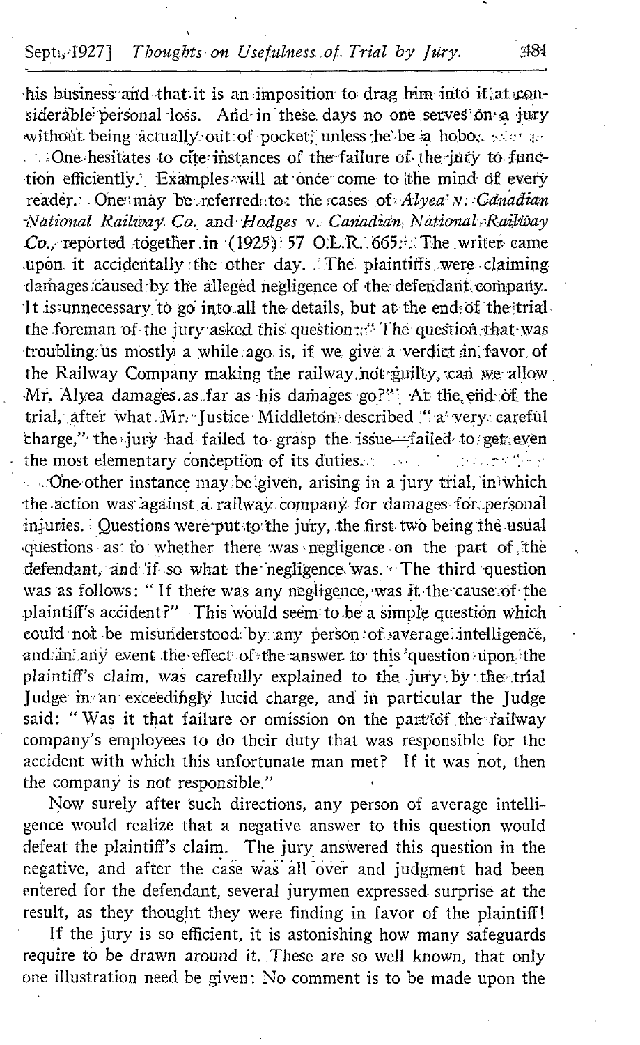his business and that it is an imposition to drag him into it at considerable personal loss. And in these days no one serves on a jury without being actually out of pocket, unless he be a hobo.

One hesitates to cite instances of the failure of the jury to function efficiently. Examples will at once come to the mind of every reader. One may be referred to: the cases of *Alyea v. Canadian National Railway Co.* and *Hodges v. Canadian National Railway Co.*, reported together in (1925) 57 O.L.R. 665. The writer came upon it accidentally the other day. The plaintiffs were claiming damages caused by the alleged negligence of the defendant company. It is unnecessary to go into all the details, but at the end of the trial the foreman of the jury asked this question: "The question that was troubling us mostly a while ago is, if we give a verdict in favor of the Railway Company making the railway not guilty, can we allow Mr. Alyea damages as far as his damages go?" At the end of the trial, after what Mr. Justice Middleton described "a very careful charge," the jury had failed to grasp the issue—failed to get even the most elementary conception of its duties.

One other instance may be given, arising in a jury trial, in which the action was against a railway company for damages for personal injuries. Questions were put to the jury, the first two being the usual questions as to whether there was negligence on the part of the defendant, and if so what the negligence was. The third question was as follows: "If there was any negligence, was it the cause of the plaintiff's accident?" This would seem to be a simple question which could not be misunderstood by any person of average intelligence, and in any event the effect of the answer to this question upon the plaintiff's claim, was carefully explained to the jury by the trial Judge in an exceedingly lucid charge, and in particular the Judge said: "Was it that failure or omission on the part of the railway company's employees to do their duty that was responsible for the accident with which this unfortunate man met? If it was not, then the company is not responsible."

Now surely after such directions, any person of average intelligence would realize that a negative answer to this question would defeat the plaintiff's claim. The jury answered this question in the negative, and after the case was all over and judgment had been entered for the defendant, several jurymen expressed surprise at the result, as they thought they were finding in favor of the plaintiff!

If the jury is so efficient, it is astonishing how many safeguards require to be drawn around it. These are so well known, that only one illustration need be given: No comment is to be made upon the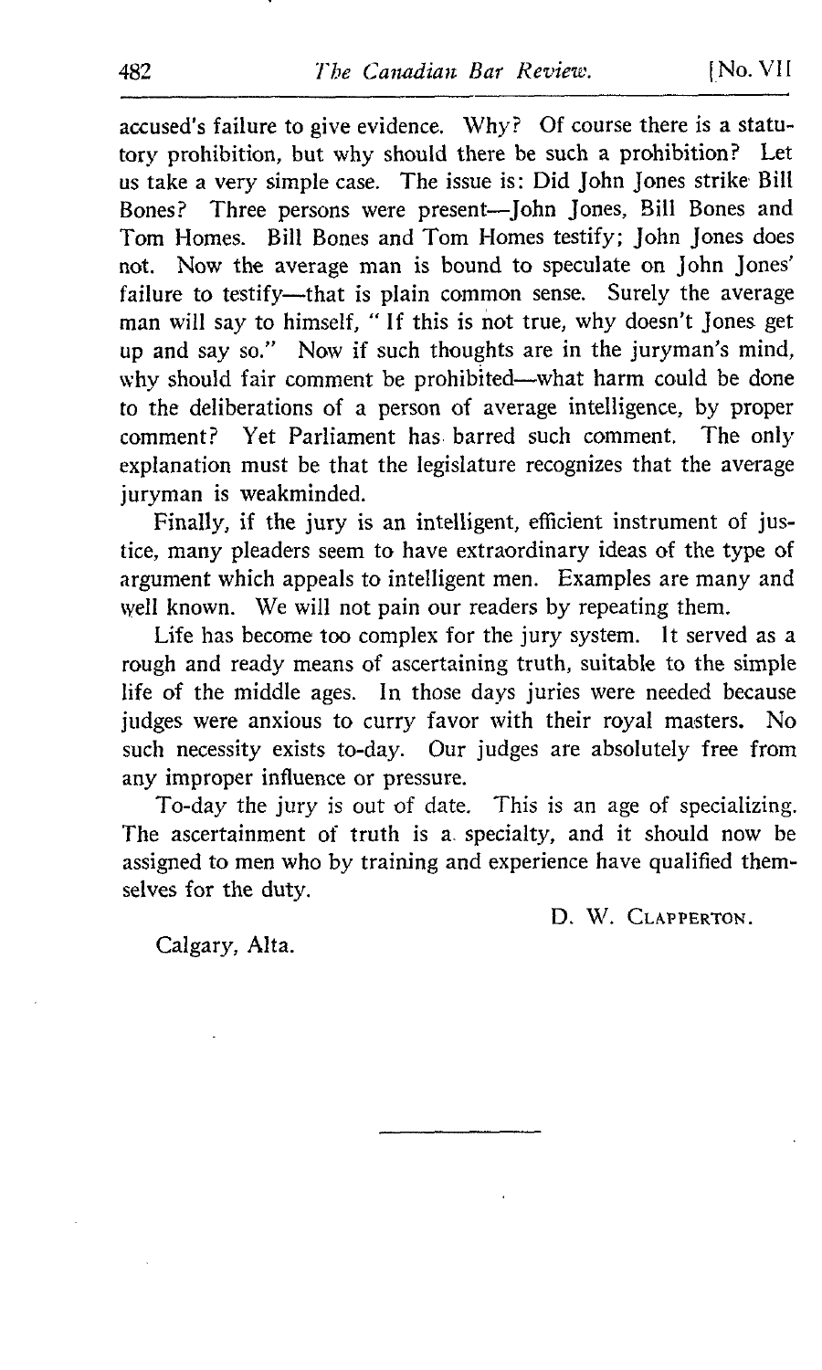accused's failure to give evidence. Why? Of course there is a statutory prohibition, but why should there be such a prohibition? Let us take a very simple case. The issue is: Did John Jones strike Bill Bones? Three persons were present—John Jones, Bill Bones and Tom Homes. Bill Bones and Tom Homes testify; John Jones does not. Now the average man is bound to speculate on John Jones' failure to testify—that is plain common sense. Surely the average man will say to himself, "If this is not true, why doesn't Jones get up and say so." Now if such thoughts are in the juryman's mind, why should fair comment be prohibited—what harm could be done to the deliberations of a person of average intelligence, by proper comment? Yet Parliament has barred such comment. The only explanation must be that the legislature recognizes that the average juryman is weakminded.

Finally, if the jury is an intelligent, efficient instrument of justice, many pleaders seem to have extraordinary ideas of the type of argument which appeals to intelligent men. Examples are many and well known. We will not pain our readers by repeating them.

Life has become too complex for the jury system. It served as a rough and ready means of ascertaining truth, suitable to the simple life of the middle ages. In those days juries were needed because judges were anxious to curry favor with their royal masters. No such necessity exists to-day. Our judges are absolutely free from any improper influence or pressure.

To-day the jury is out of date. This is an age of specializing. The ascertainment of truth is a specialty, and it should now be assigned to men who by training and experience have qualified themselves for the duty.

D. W. CLAPPERTON.

Calgary, Alta.